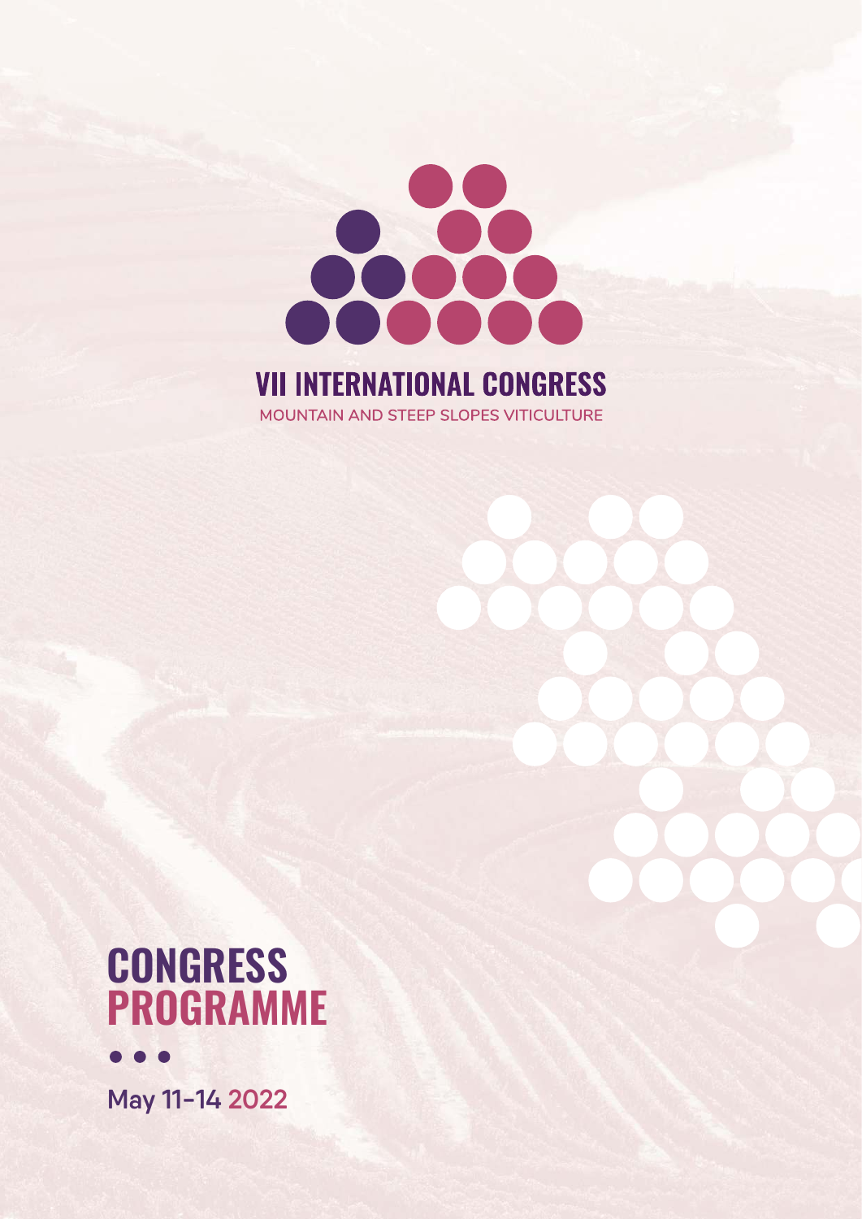# VII INTERNATIONAL CONGRESS

MOUNTAIN AND STEEP SLOPES VITICULTURE

# CONGRESS PROGRAMME

May 11-14 2022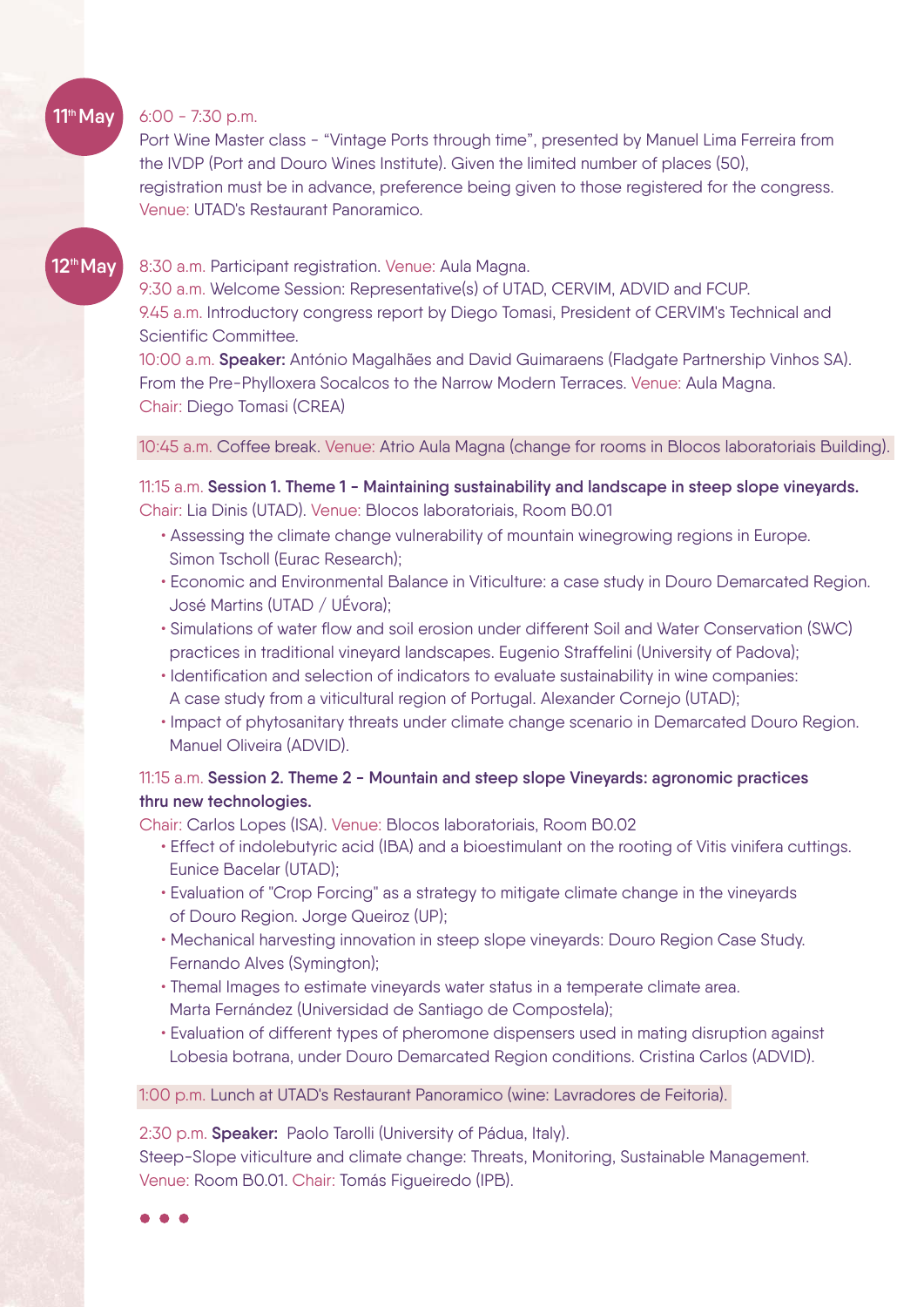## 11th May

6:00 - 7:30 p.m.
Port Wine Master class - "Vintage Ports through time", presented by Manuel Lima Ferreira from the IVDP (Port and Douro Wines Institute). Given the limited number of places (50), registration must be in advance, preference being given to those registered for the congress.
Venue: UTAD's Restaurant Panoramico.

## 12th May

8:30 a.m. Participant registration. Venue: Aula Magna.
9:30 a.m. Welcome Session: Representative(s) of UTAD, CERVIM, ADVID and FCUP.
9.45 a.m. Introductory congress report by Diego Tomasi, President of CERVIM's Technical and Scientific Committee.
10:00 a.m. **Speaker:** António Magalhães and David Guimaraens (Fladgate Partnership Vinhos SA). From the Pre-Phylloxera Socalcos to the Narrow Modern Terraces. Venue: Aula Magna.
Chair: Diego Tomasi (CREA)

10:45 a.m. Coffee break. Venue: Atrio Aula Magna (change for rooms in Blocos laboratoriais Building).

11:15 a.m. **Session 1. Theme 1 - Maintaining sustainability and landscape in steep slope vineyards.**
Chair: Lia Dinis (UTAD). Venue: Blocos laboratoriais, Room B0.01

- Assessing the climate change vulnerability of mountain winegrowing regions in Europe. Simon Tscholl (Eurac Research);
- Economic and Environmental Balance in Viticulture: a case study in Douro Demarcated Region. José Martins (UTAD / UÉvora);
- Simulations of water flow and soil erosion under different Soil and Water Conservation (SWC) practices in traditional vineyard landscapes. Eugenio Straffelini (University of Padova);
- Identification and selection of indicators to evaluate sustainability in wine companies: A case study from a viticultural region of Portugal. Alexander Cornejo (UTAD);
- Impact of phytosanitary threats under climate change scenario in Demarcated Douro Region. Manuel Oliveira (ADVID).

11:15 a.m. **Session 2. Theme 2 - Mountain and steep slope Vineyards: agronomic practices thru new technologies.**
Chair: Carlos Lopes (ISA). Venue: Blocos laboratoriais, Room B0.02

- Effect of indolebutyric acid (IBA) and a bioestimulant on the rooting of Vitis vinifera cuttings. Eunice Bacelar (UTAD);
- Evaluation of "Crop Forcing" as a strategy to mitigate climate change in the vineyards of Douro Region. Jorge Queiroz (UP);
- Mechanical harvesting innovation in steep slope vineyards: Douro Region Case Study. Fernando Alves (Symington);
- Themal Images to estimate vineyards water status in a temperate climate area. Marta Fernández (Universidad de Santiago de Compostela);
- Evaluation of different types of pheromone dispensers used in mating disruption against Lobesia botrana, under Douro Demarcated Region conditions. Cristina Carlos (ADVID).

1:00 p.m. Lunch at UTAD's Restaurant Panoramico (wine: Lavradores de Feitoria).

2:30 p.m. **Speaker:** Paolo Tarolli (University of Pádua, Italy).
Steep-Slope viticulture and climate change: Threats, Monitoring, Sustainable Management.
Venue: Room B0.01. Chair: Tomás Figueiredo (IPB).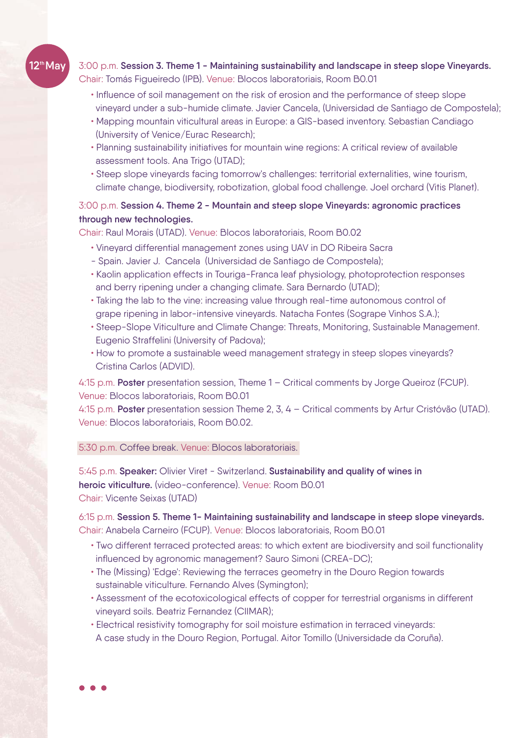**12th May**

3:00 p.m. **Session 3. Theme 1 - Maintaining sustainability and landscape in steep slope Vineyards.**
Chair: Tomás Figueiredo (IPB). Venue: Blocos laboratoriais, Room B0.01

- Influence of soil management on the risk of erosion and the performance of steep slope vineyard under a sub-humide climate. Javier Cancela, (Universidad de Santiago de Compostela);
- Mapping mountain viticultural areas in Europe: a GIS-based inventory. Sebastian Candiago (University of Venice/Eurac Research);
- Planning sustainability initiatives for mountain wine regions: A critical review of available assessment tools. Ana Trigo (UTAD);
- Steep slope vineyards facing tomorrow's challenges: territorial externalities, wine tourism, climate change, biodiversity, robotization, global food challenge. Joel orchard (Vitis Planet).

3:00 p.m. **Session 4. Theme 2 - Mountain and steep slope Vineyards: agronomic practices through new technologies.**
Chair: Raul Morais (UTAD). Venue: Blocos laboratoriais, Room B0.02

- Vineyard differential management zones using UAV in DO Ribeira Sacra - Spain. Javier J. Cancela (Universidad de Santiago de Compostela);
- Kaolin application effects in Touriga-Franca leaf physiology, photoprotection responses and berry ripening under a changing climate. Sara Bernardo (UTAD);
- Taking the lab to the vine: increasing value through real-time autonomous control of grape ripening in labor-intensive vineyards. Natacha Fontes (Sogrape Vinhos S.A.);
- Steep-Slope Viticulture and Climate Change: Threats, Monitoring, Sustainable Management. Eugenio Straffelini (University of Padova);
- How to promote a sustainable weed management strategy in steep slopes vineyards? Cristina Carlos (ADVID).

4:15 p.m. **Poster** presentation session, Theme 1 – Critical comments by Jorge Queiroz (FCUP).
Venue: Blocos laboratoriais, Room B0.01

4:15 p.m. **Poster** presentation session Theme 2, 3, 4 – Critical comments by Artur Cristóvão (UTAD).
Venue: Blocos laboratoriais, Room B0.02.

5:30 p.m. Coffee break. Venue: Blocos laboratoriais.

5:45 p.m. **Speaker:** Olivier Viret - Switzerland. **Sustainability and quality of wines in heroic viticulture.** (video-conference). Venue: Room B0.01
Chair: Vicente Seixas (UTAD)

6:15 p.m. **Session 5. Theme 1- Maintaining sustainability and landscape in steep slope vineyards.**
Chair: Anabela Carneiro (FCUP). Venue: Blocos laboratoriais, Room B0.01

- Two different terraced protected areas: to which extent are biodiversity and soil functionality influenced by agronomic management? Sauro Simoni (CREA-DC);
- The (Missing) 'Edge': Reviewing the terraces geometry in the Douro Region towards sustainable viticulture. Fernando Alves (Symington);
- Assessment of the ecotoxicological effects of copper for terrestrial organisms in different vineyard soils. Beatriz Fernandez (CIIMAR);
- Electrical resistivity tomography for soil moisture estimation in terraced vineyards: A case study in the Douro Region, Portugal. Aitor Tomillo (Universidade da Coruña).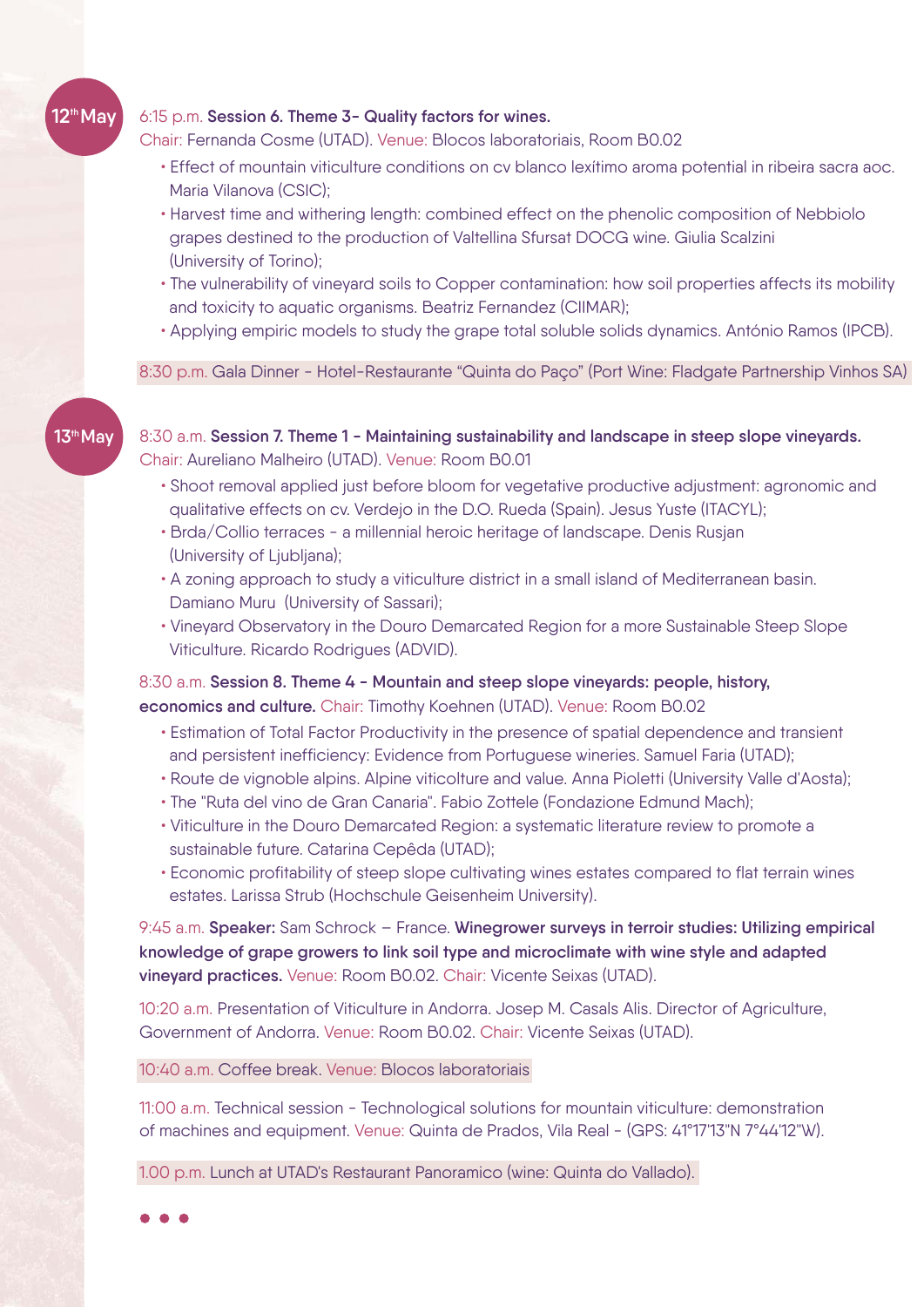**12th May**

6:15 p.m. **Session 6. Theme 3- Quality factors for wines.**
Chair: Fernanda Cosme (UTAD). Venue: Blocos laboratoriais, Room B0.02

- Effect of mountain viticulture conditions on cv blanco lexítimo aroma potential in ribeira sacra aoc. Maria Vilanova (CSIC);
- Harvest time and withering length: combined effect on the phenolic composition of Nebbiolo grapes destined to the production of Valtellina Sfursat DOCG wine. Giulia Scalzini (University of Torino);
- The vulnerability of vineyard soils to Copper contamination: how soil properties affects its mobility and toxicity to aquatic organisms. Beatriz Fernandez (CIIMAR);
- Applying empiric models to study the grape total soluble solids dynamics. António Ramos (IPCB).

8:30 p.m. Gala Dinner - Hotel-Restaurante "Quinta do Paço" (Port Wine: Fladgate Partnership Vinhos SA)

**13th May**

8:30 a.m. **Session 7. Theme 1 - Maintaining sustainability and landscape in steep slope vineyards.**
Chair: Aureliano Malheiro (UTAD). Venue: Room B0.01

- Shoot removal applied just before bloom for vegetative productive adjustment: agronomic and qualitative effects on cv. Verdejo in the D.O. Rueda (Spain). Jesus Yuste (ITACYL);
- Brda/Collio terraces - a millennial heroic heritage of landscape. Denis Rusjan (University of Ljubljana);
- A zoning approach to study a viticulture district in a small island of Mediterranean basin. Damiano Muru (University of Sassari);
- Vineyard Observatory in the Douro Demarcated Region for a more Sustainable Steep Slope Viticulture. Ricardo Rodrigues (ADVID).

8:30 a.m. **Session 8. Theme 4 - Mountain and steep slope vineyards: people, history, economics and culture.** Chair: Timothy Koehnen (UTAD). Venue: Room B0.02

- Estimation of Total Factor Productivity in the presence of spatial dependence and transient and persistent inefficiency: Evidence from Portuguese wineries. Samuel Faria (UTAD);
- Route de vignoble alpins. Alpine viticolture and value. Anna Pioletti (University Valle d'Aosta);
- The "Ruta del vino de Gran Canaria". Fabio Zottele (Fondazione Edmund Mach);
- Viticulture in the Douro Demarcated Region: a systematic literature review to promote a sustainable future. Catarina Cepêda (UTAD);
- Economic profitability of steep slope cultivating wines estates compared to flat terrain wines estates. Larissa Strub (Hochschule Geisenheim University).

9:45 a.m. **Speaker:** Sam Schrock – France. **Winegrower surveys in terroir studies: Utilizing empirical knowledge of grape growers to link soil type and microclimate with wine style and adapted vineyard practices.** Venue: Room B0.02. Chair: Vicente Seixas (UTAD).

10:20 a.m. Presentation of Viticulture in Andorra. Josep M. Casals Alis. Director of Agriculture, Government of Andorra. Venue: Room B0.02. Chair: Vicente Seixas (UTAD).

10:40 a.m. Coffee break. Venue: Blocos laboratoriais

11:00 a.m. Technical session - Technological solutions for mountain viticulture: demonstration of machines and equipment. Venue: Quinta de Prados, Vila Real - (GPS: 41°17'13"N 7°44'12"W).

1.00 p.m. Lunch at UTAD's Restaurant Panoramico (wine: Quinta do Vallado).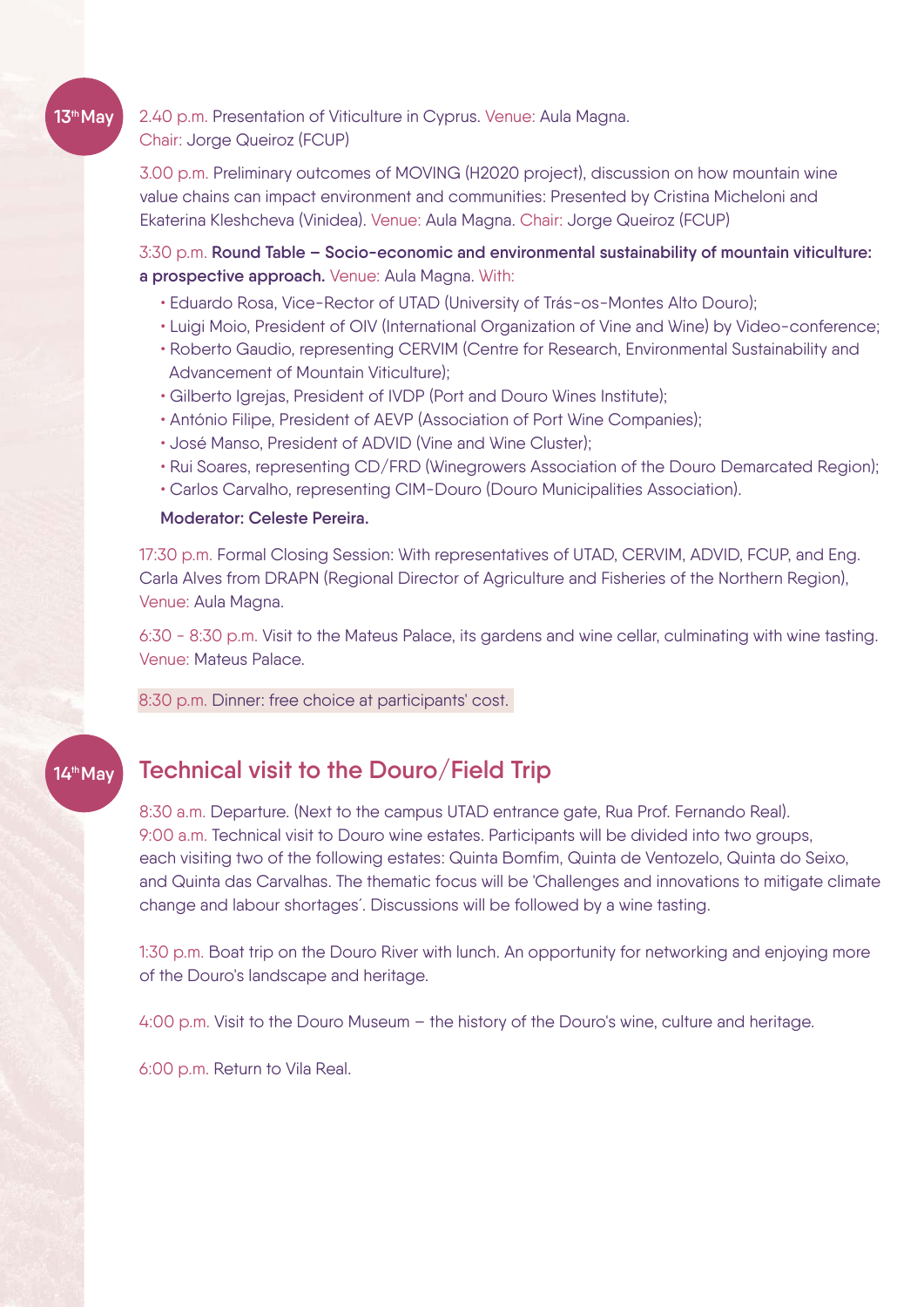**13th May**

2.40 p.m. Presentation of Viticulture in Cyprus. Venue: Aula Magna.
Chair: Jorge Queiroz (FCUP)

3.00 p.m. Preliminary outcomes of MOVING (H2020 project), discussion on how mountain wine value chains can impact environment and communities: Presented by Cristina Micheloni and Ekaterina Kleshcheva (Vinidea). Venue: Aula Magna. Chair: Jorge Queiroz (FCUP)

3:30 p.m. **Round Table – Socio-economic and environmental sustainability of mountain viticulture: a prospective approach.** Venue: Aula Magna. With:

- Eduardo Rosa, Vice-Rector of UTAD (University of Trás-os-Montes Alto Douro);
- Luigi Moio, President of OIV (International Organization of Vine and Wine) by Video-conference;
- Roberto Gaudio, representing CERVIM (Centre for Research, Environmental Sustainability and Advancement of Mountain Viticulture);
- Gilberto Igrejas, President of IVDP (Port and Douro Wines Institute);
- António Filipe, President of AEVP (Association of Port Wine Companies);
- José Manso, President of ADVID (Vine and Wine Cluster);
- Rui Soares, representing CD/FRD (Winegrowers Association of the Douro Demarcated Region);
- Carlos Carvalho, representing CIM-Douro (Douro Municipalities Association).

**Moderator: Celeste Pereira.**

17:30 p.m. Formal Closing Session: With representatives of UTAD, CERVIM, ADVID, FCUP, and Eng. Carla Alves from DRAPN (Regional Director of Agriculture and Fisheries of the Northern Region), Venue: Aula Magna.

6:30 - 8:30 p.m. Visit to the Mateus Palace, its gardens and wine cellar, culminating with wine tasting. Venue: Mateus Palace.

8:30 p.m. Dinner: free choice at participants' cost.

**14th May**

## Technical visit to the Douro/Field Trip

8:30 a.m. Departure. (Next to the campus UTAD entrance gate, Rua Prof. Fernando Real).
9:00 a.m. Technical visit to Douro wine estates. Participants will be divided into two groups, each visiting two of the following estates: Quinta Bomfim, Quinta de Ventozelo, Quinta do Seixo, and Quinta das Carvalhas. The thematic focus will be 'Challenges and innovations to mitigate climate change and labour shortages´. Discussions will be followed by a wine tasting.

1:30 p.m. Boat trip on the Douro River with lunch. An opportunity for networking and enjoying more of the Douro's landscape and heritage.

4:00 p.m. Visit to the Douro Museum – the history of the Douro's wine, culture and heritage.

6:00 p.m. Return to Vila Real.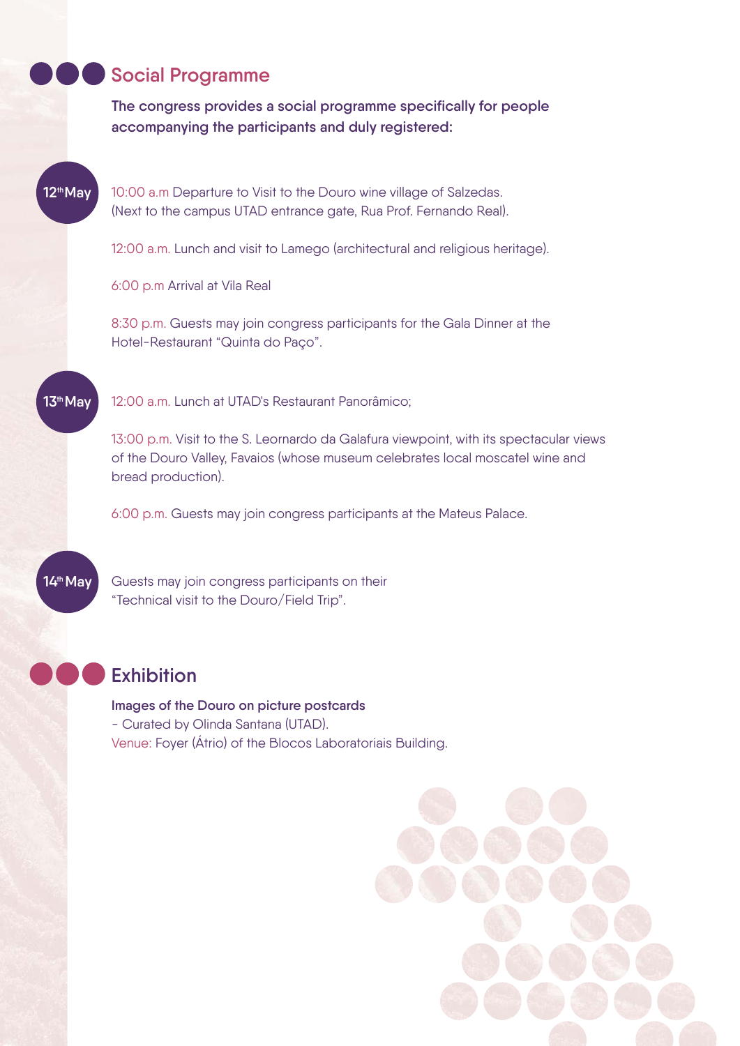## Social Programme

**The congress provides a social programme specifically for people accompanying the participants and duly registered:**

**12th May**

10:00 a.m Departure to Visit to the Douro wine village of Salzedas. (Next to the campus UTAD entrance gate, Rua Prof. Fernando Real).

12:00 a.m. Lunch and visit to Lamego (architectural and religious heritage).

6:00 p.m Arrival at Vila Real

8:30 p.m. Guests may join congress participants for the Gala Dinner at the Hotel-Restaurant "Quinta do Paço".

**13th May**

12:00 a.m. Lunch at UTAD's Restaurant Panorâmico;

13:00 p.m. Visit to the S. Leornardo da Galafura viewpoint, with its spectacular views of the Douro Valley, Favaios (whose museum celebrates local moscatel wine and bread production).

6:00 p.m. Guests may join congress participants at the Mateus Palace.

**14th May**

Guests may join congress participants on their "Technical visit to the Douro/Field Trip".

## Exhibition

**Images of the Douro on picture postcards**
- Curated by Olinda Santana (UTAD).
Venue: Foyer (Átrio) of the Blocos Laboratoriais Building.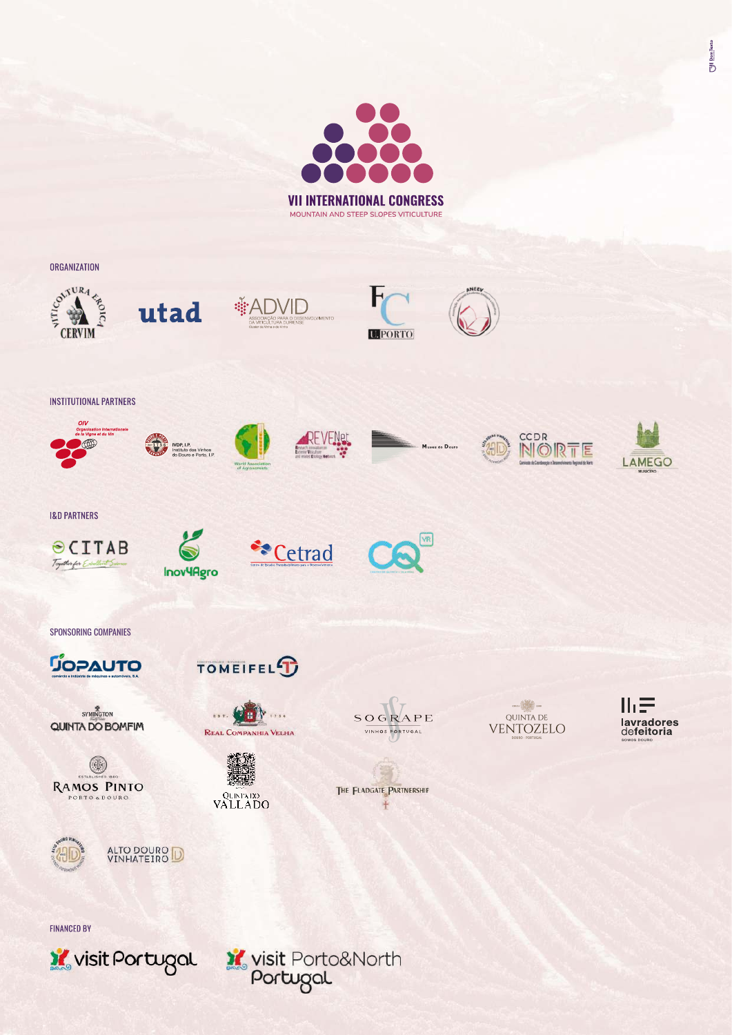# VII INTERNATIONAL CONGRESS

MOUNTAIN AND STEEP SLOPES VITICULTURE

## ORGANIZATION

VITICOLTURA EROICA CERVIM

utad

ADVID ASSOCIAÇÃO PARA O DESENVOLVIMENTO DA VITICULTURA DURIENSE

FC U.PORTO

ANEEV

## INSTITUTIONAL PARTNERS

OIV Organisation Internationale de la Vigne et du Vin

IVDP, I.P. Instituto dos Vinhos do Douro e Porto, I.P.

World Association of Agronomists

REVENet Research innovation Extreme Viticulture and related Ecology Network

Museu do Douro

CCDR NORTE Comissão de Coordenação e Desenvolvimento Regional do Norte

LAMEGO MUNICÍPIO

## I&D PARTNERS

CITAB Together for Excellent Science

Inov4Agro

Cetrad Centro de Estudos Transdisciplinares para o Desenvolvimento

CQ VR

## SPONSORING COMPANIES

JOPAUTO comércio e indústria de máquinas e automóveis, S.A.

TOMEIFEL

SYMINGTON QUINTA DO BOMFIM

REAL COMPANHIA VELHA

SOGRAPE VINHOS PORTUGAL

QUINTA DE VENTOZELO DOURO · PORTUGAL

lavradores de feitoria SOMOS DOURO

RAMOS PINTO PORTO & DOURO

QUINTA DO VALLADO

THE FLADGATE PARTNERSHIP

ALTO DOURO VINHATEIRO

## FINANCED BY

visit Portugal

visit Porto&North Portugal